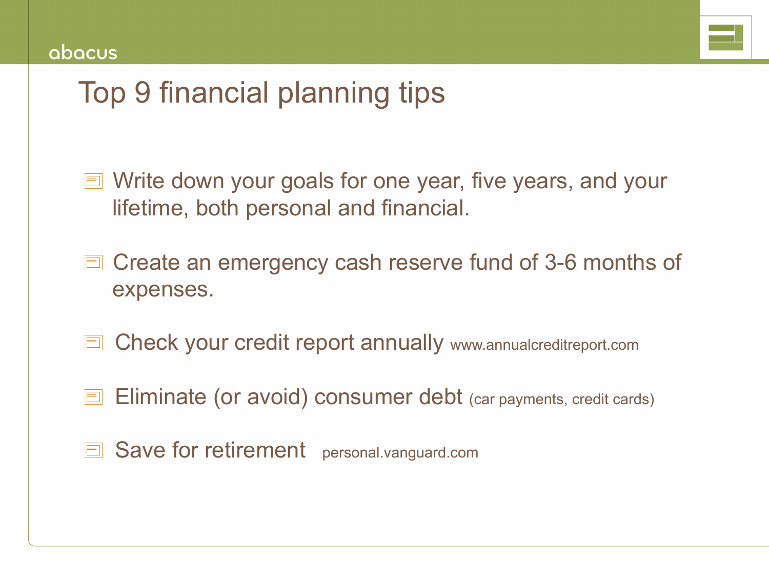# Top 9 financial planning tips

- Write down your goals for one year, five years, and your lifetime, both personal and financial.
- Create an emergency cash reserve fund of 3-6 months of expenses.
- Check your credit report annually www.annualcreditreport.com
- Eliminate (or avoid) consumer debt (car payments, credit cards)
- Save for retirement personal.vanguard.com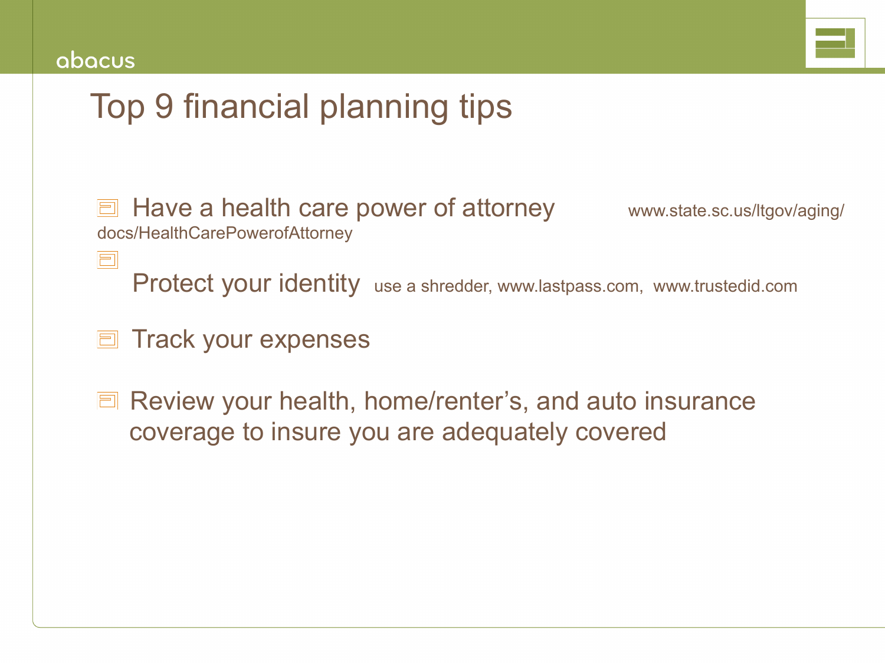# Top 9 financial planning tips

- Have a health care power of attorney www.state.sc.us/ltgov/aging/docs/HealthCarePowerofAttorney
- Protect your identity use a shredder, www.lastpass.com, www.trustedid.com
- Track your expenses
- Review your health, home/renter's, and auto insurance coverage to insure you are adequately covered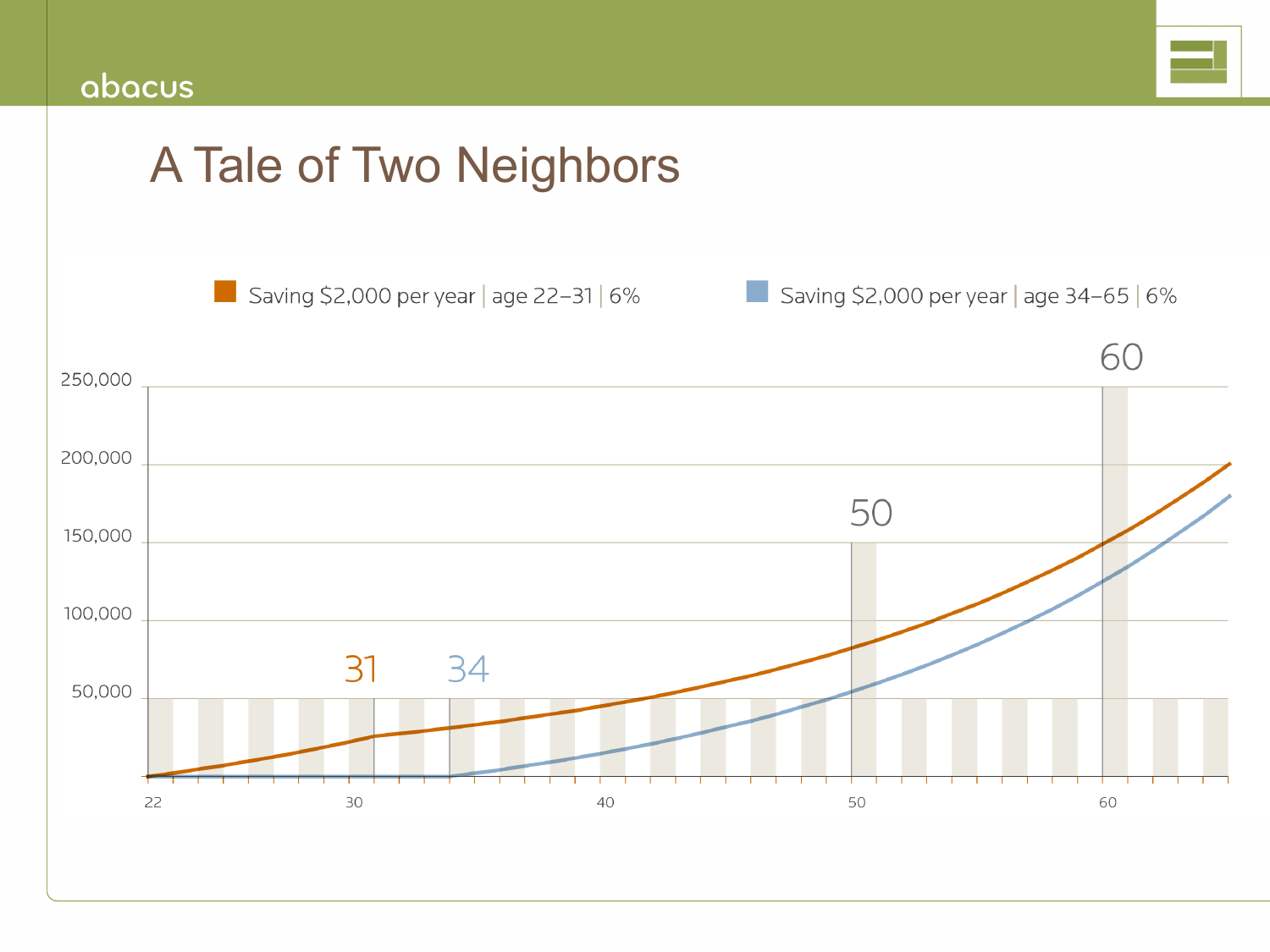# A Tale of Two Neighbors

Saving $2,000 per year | age 22–31 | 6%

Saving $2,000 per year | age 34–65 | 6%

250,000

200,000

150,000

100,000

50,000

22 30 40 50 60

31 34 50 60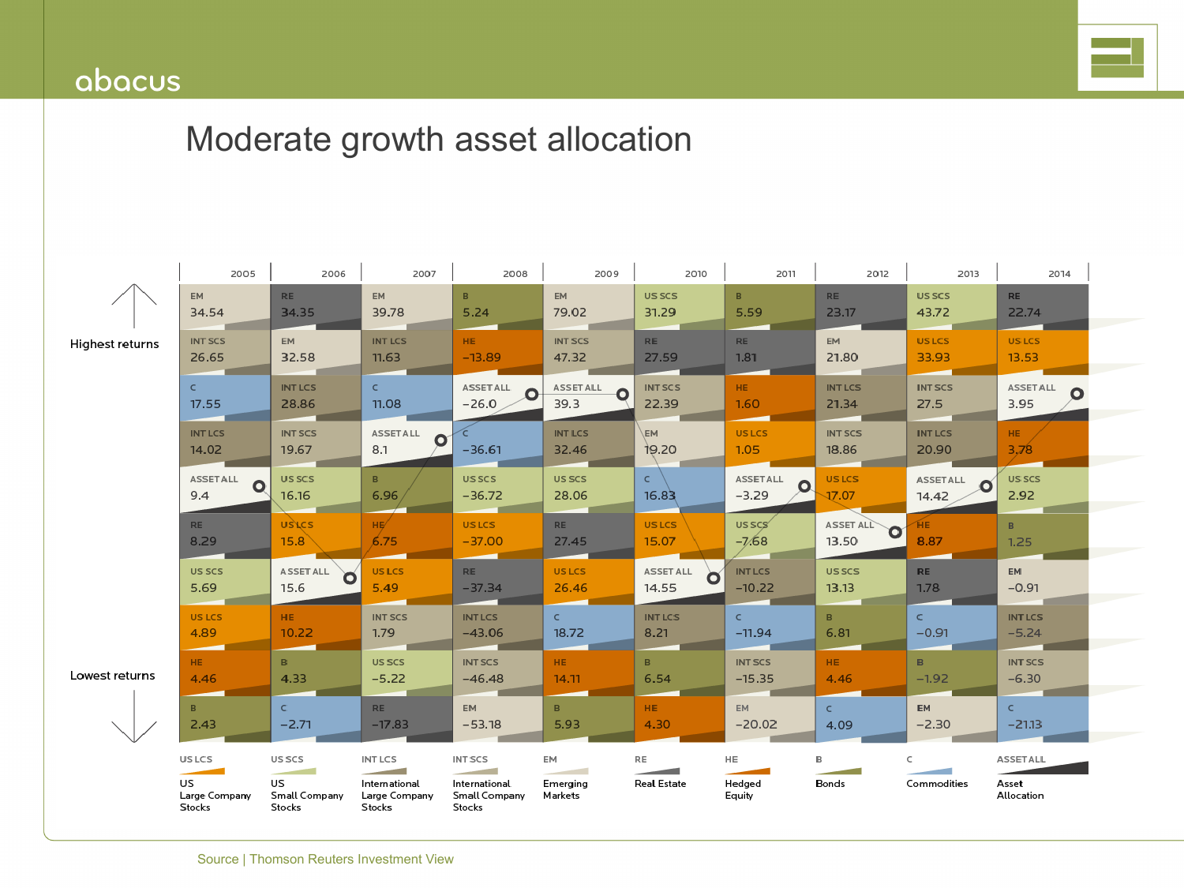# Moderate growth asset allocation

| Rank | 2005 | 2006 | 2007 | 2008 | 2009 | 2010 | 2011 | 2012 | 2013 | 2014 |
|---|---|---|---|---|---|---|---|---|---|---|
| Highest returns | EM 34.54 | RE 34.35 | EM 39.78 | B 5.24 | EM 79.02 | US SCS 31.29 | B 5.59 | RE 23.17 | US SCS 43.72 | RE 22.74 |
| | INT SCS 26.65 | EM 32.58 | INT LCS 11.63 | HE −13.89 | INT SCS 47.32 | RE 27.59 | RE 1.81 | EM 21.80 | US LCS 33.93 | US LCS 13.53 |
| | C 17.55 | INT LCS 28.86 | C 11.08 | ASSET ALL −26.0 | ASSET ALL 39.3 | INT SCS 22.39 | HE 1.60 | INT LCS 21.34 | INT SCS 27.5 | ASSET ALL 3.95 |
| | INT LCS 14.02 | INT SCS 19.67 | ASSET ALL 8.1 | C −36.61 | INT LCS 32.46 | EM 19.20 | US LCS 1.05 | INT SCS 18.86 | INT LCS 20.90 | HE 3.78 |
| | ASSET ALL 9.4 | US SCS 16.16 | B 6.96 | US SCS −36.72 | US SCS 28.06 | C 16.83 | ASSET ALL −3.29 | US LCS 17.07 | ASSET ALL 14.42 | US SCS 2.92 |
| | RE 8.29 | US LCS 15.8 | HE 6.75 | US LCS −37.00 | RE 27.45 | US LCS 15.07 | US SCS −7.68 | ASSET ALL 13.50 | HE 8.87 | B 1.25 |
| | US SCS 5.69 | ASSET ALL 15.6 | US LCS 5.49 | RE −37.34 | US LCS 26.46 | ASSET ALL 14.55 | INT LCS −10.22 | US SCS 13.13 | RE 1.78 | EM −0.91 |
| | US LCS 4.89 | HE 10.22 | INT SCS 1.79 | INT LCS −43.06 | C 18.72 | INT LCS 8.21 | C −11.94 | B 6.81 | C −0.91 | INT LCS −5.24 |
| | HE 4.46 | B 4.33 | US SCS −5.22 | INT SCS −46.48 | HE 14.11 | B 6.54 | INT SCS −15.35 | HE 4.46 | B −1.92 | INT SCS −6.30 |
| Lowest returns | B 2.43 | C −2.71 | RE −17.83 | EM −53.18 | B 5.93 | HE 4.30 | EM −20.02 | C 4.09 | EM −2.30 | C −21.13 |

- US LCS – US Large Company Stocks
- US SCS – US Small Company Stocks
- INT LCS – International Large Company Stocks
- INT SCS – International Small Company Stocks
- EM – Emerging Markets
- RE – Real Estate
- HE – Hedged Equity
- B – Bonds
- C – Commodities
- ASSET ALL – Asset Allocation

Source | Thomson Reuters Investment View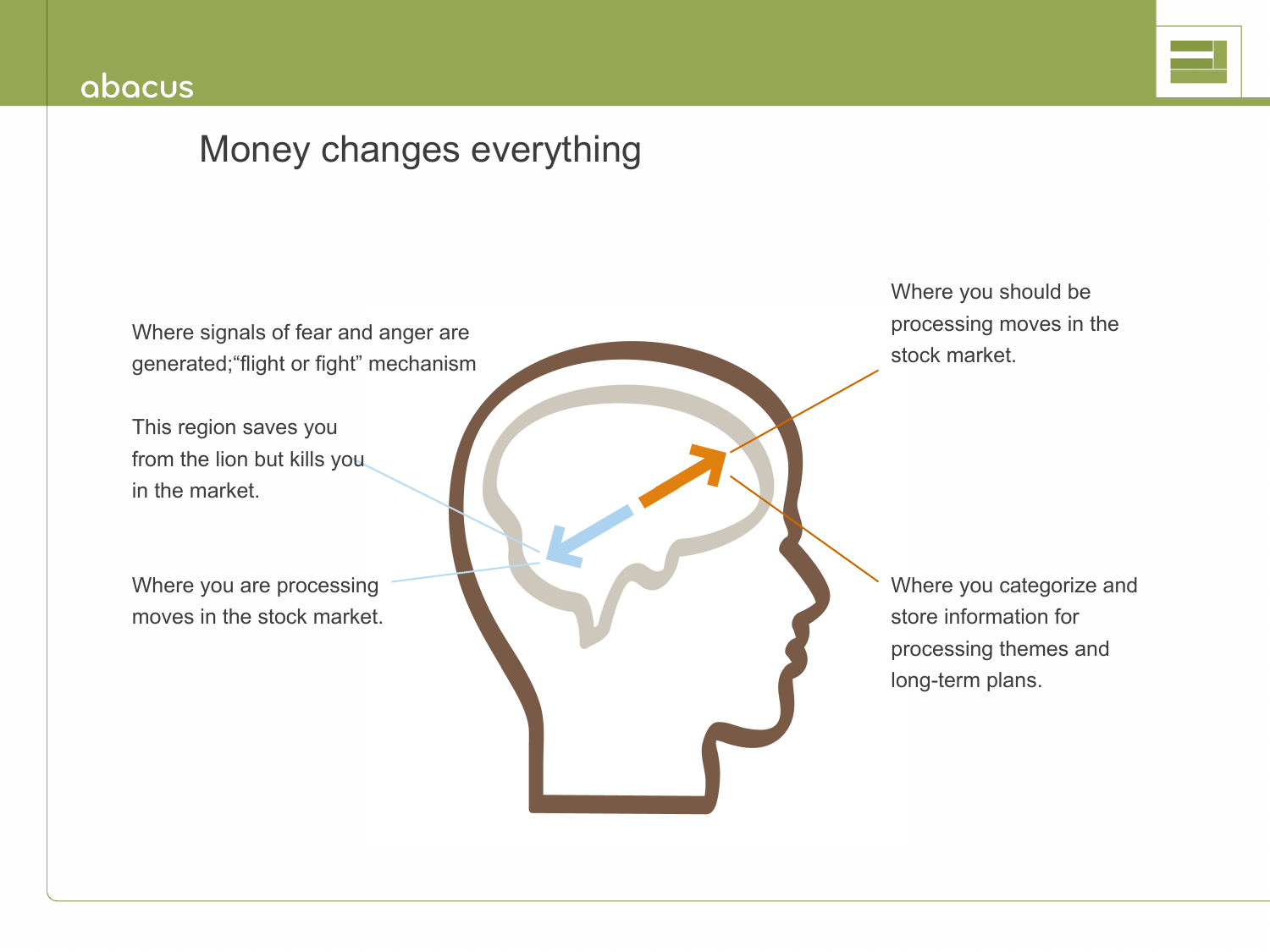# Money changes everything

Where signals of fear and anger are generated;"flight or fight" mechanism

This region saves you from the lion but kills you in the market.

Where you are processing moves in the stock market.

Where you should be processing moves in the stock market.

Where you categorize and store information for processing themes and long-term plans.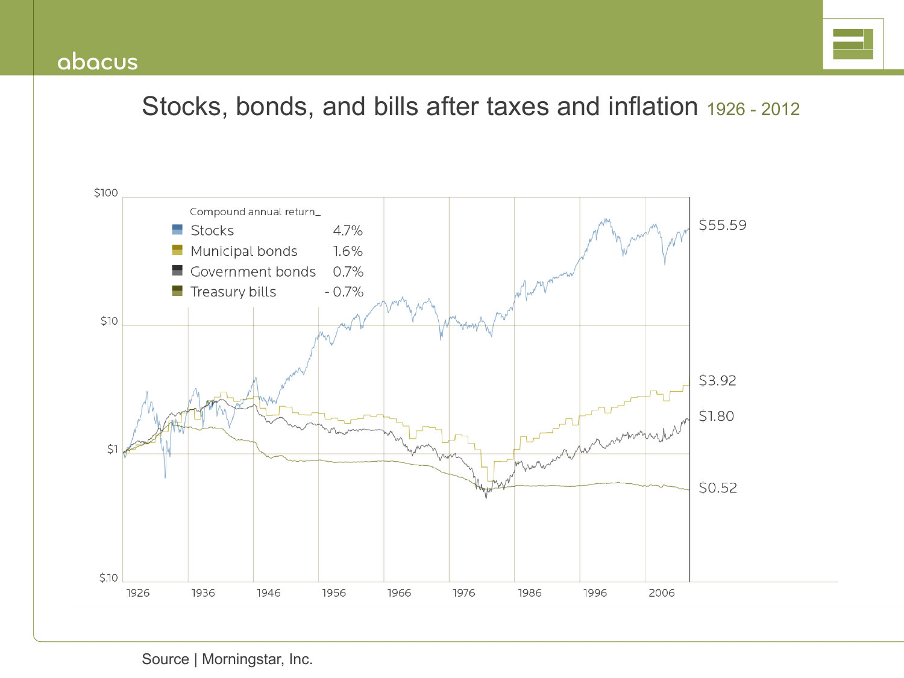# Stocks, bonds, and bills after taxes and inflation 1926 - 2012

Compound annual return

| | |
|---|---|
| Stocks | 4.7% |
| Municipal bonds | 1.6% |
| Government bonds | 0.7% |
| Treasury bills | - 0.7% |

$55.59

$3.92

$1.80

$0.52

$100

$10

$1

$.10

1926 1936 1946 1956 1966 1976 1986 1996 2006

Source | Morningstar, Inc.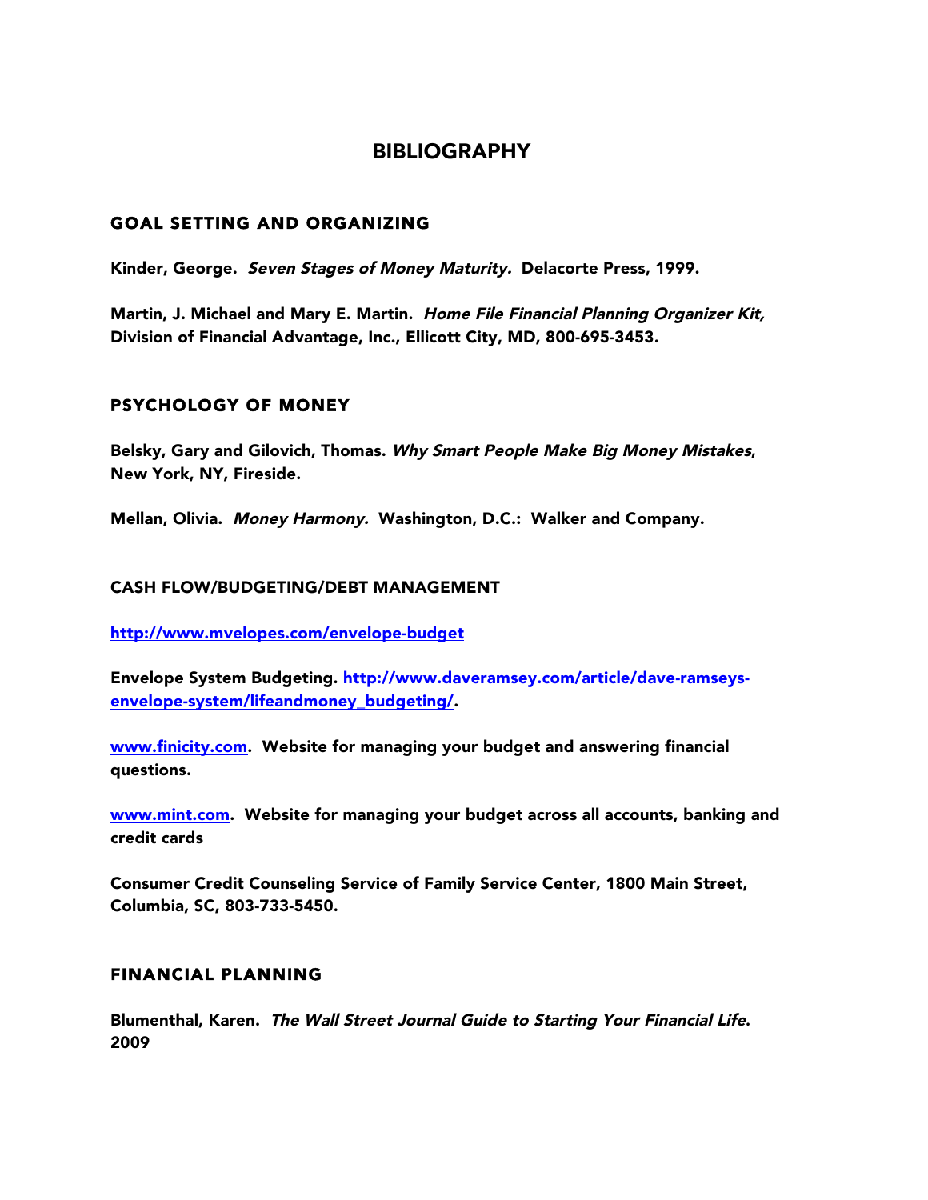# BIBLIOGRAPHY

## GOAL SETTING AND ORGANIZING

**Kinder, George. *Seven Stages of Money Maturity.* Delacorte Press, 1999.**

**Martin, J. Michael and Mary E. Martin. *Home File Financial Planning Organizer Kit,* Division of Financial Advantage, Inc., Ellicott City, MD, 800-695-3453.**

## PSYCHOLOGY OF MONEY

**Belsky, Gary and Gilovich, Thomas. *Why Smart People Make Big Money Mistakes*, New York, NY, Fireside.**

**Mellan, Olivia. *Money Harmony.* Washington, D.C.: Walker and Company.**

## CASH FLOW/BUDGETING/DEBT MANAGEMENT

**[http://www.mvelopes.com/envelope-budget](http://www.mvelopes.com/envelope-budget)**

**Envelope System Budgeting. [http://www.daveramsey.com/article/dave-ramseys-envelope-system/lifeandmoney_budgeting/](http://www.daveramsey.com/article/dave-ramseys-envelope-system/lifeandmoney_budgeting/).**

**[www.finicity.com](http://www.finicity.com). Website for managing your budget and answering financial questions.**

**[www.mint.com](http://www.mint.com). Website for managing your budget across all accounts, banking and credit cards**

**Consumer Credit Counseling Service of Family Service Center, 1800 Main Street, Columbia, SC, 803-733-5450.**

## FINANCIAL PLANNING

**Blumenthal, Karen. *The Wall Street Journal Guide to Starting Your Financial Life*. 2009**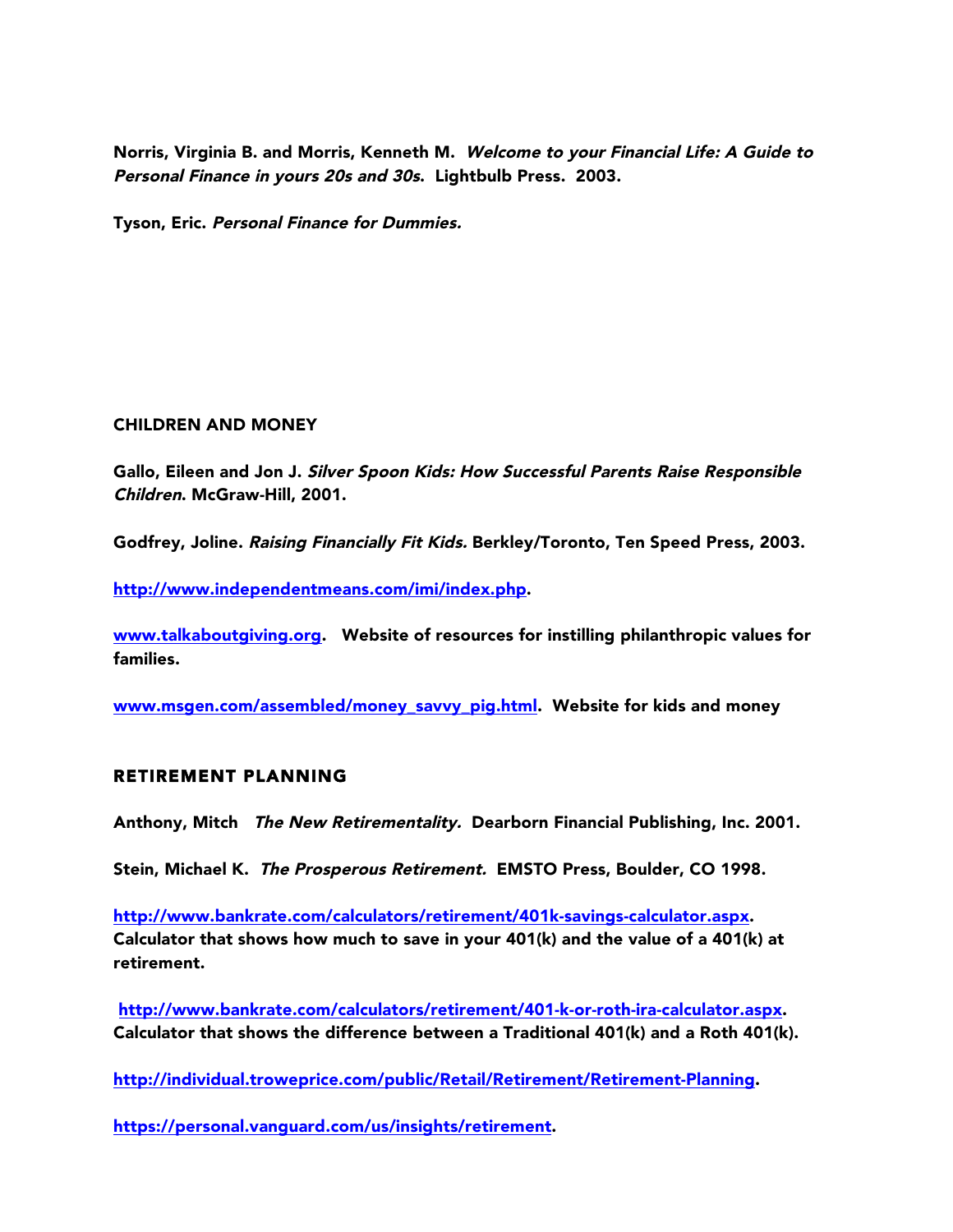**Norris, Virginia B. and Morris, Kenneth M.** ***Welcome to your Financial Life: A Guide to Personal Finance in yours 20s and 30s*****. Lightbulb Press. 2003.**

**Tyson, Eric.** ***Personal Finance for Dummies.***

## CHILDREN AND MONEY

**Gallo, Eileen and Jon J.** ***Silver Spoon Kids: How Successful Parents Raise Responsible Children*****. McGraw-Hill, 2001.**

**Godfrey, Joline.** ***Raising Financially Fit Kids.*** **Berkley/Toronto, Ten Speed Press, 2003.**

**[http://www.independentmeans.com/imi/index.php](http://www.independentmeans.com/imi/index.php).**

**[www.talkaboutgiving.org](www.talkaboutgiving.org). Website of resources for instilling philanthropic values for families.**

**[www.msgen.com/assembled/money_savvy_pig.html](www.msgen.com/assembled/money_savvy_pig.html). Website for kids and money**

## RETIREMENT PLANNING

**Anthony, Mitch** ***The New Retirementality.*** **Dearborn Financial Publishing, Inc. 2001.**

**Stein, Michael K.** ***The Prosperous Retirement.*** **EMSTO Press, Boulder, CO 1998.**

**[http://www.bankrate.com/calculators/retirement/401k-savings-calculator.aspx](http://www.bankrate.com/calculators/retirement/401k-savings-calculator.aspx). Calculator that shows how much to save in your 401(k) and the value of a 401(k) at retirement.**

**[http://www.bankrate.com/calculators/retirement/401-k-or-roth-ira-calculator.aspx](http://www.bankrate.com/calculators/retirement/401-k-or-roth-ira-calculator.aspx). Calculator that shows the difference between a Traditional 401(k) and a Roth 401(k).**

**[http://individual.troweprice.com/public/Retail/Retirement/Retirement-Planning](http://individual.troweprice.com/public/Retail/Retirement/Retirement-Planning).**

**[https://personal.vanguard.com/us/insights/retirement](https://personal.vanguard.com/us/insights/retirement).**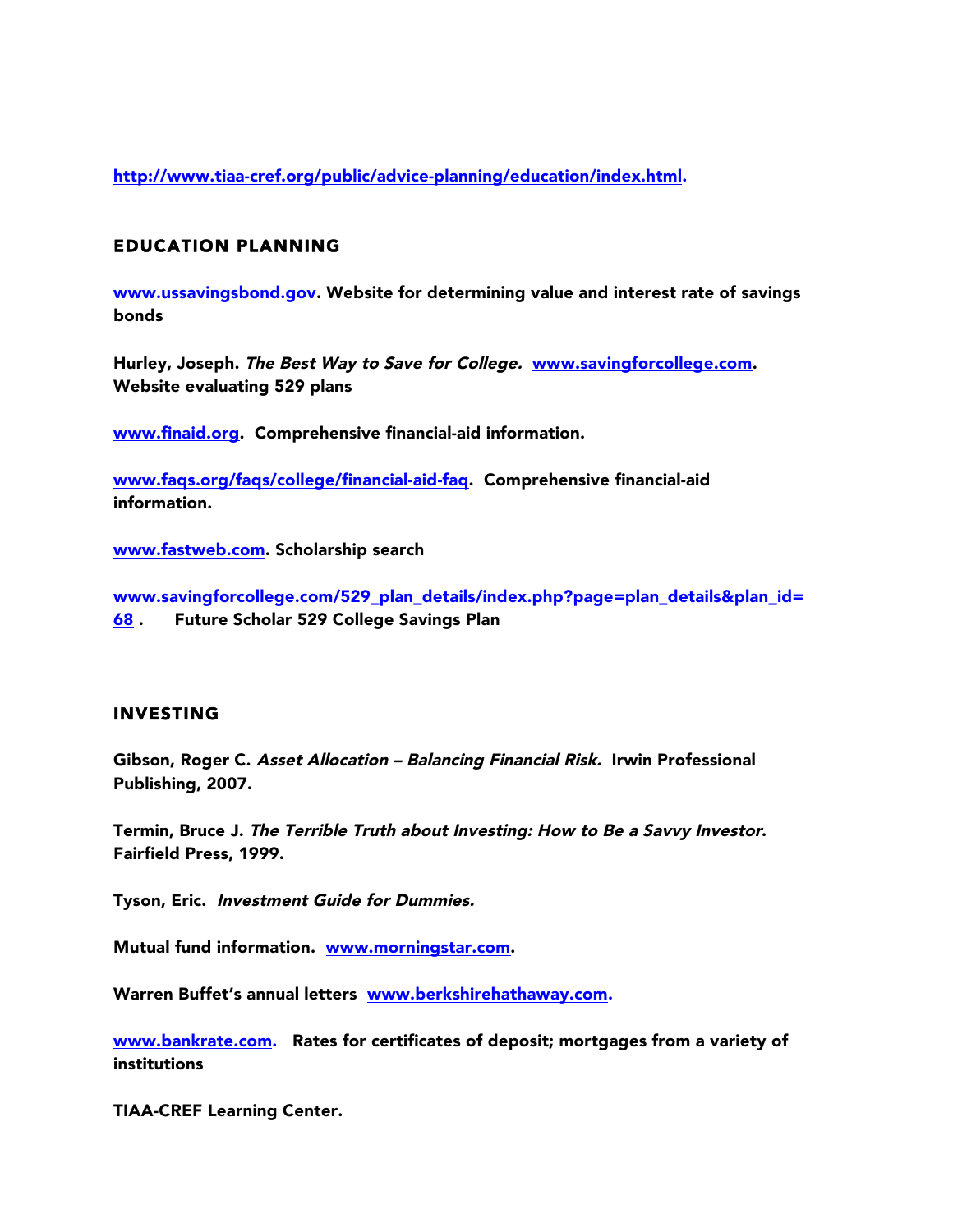http://www.tiaa-cref.org/public/advice-planning/education/index.html.

## EDUCATION PLANNING

**www.ussavingsbond.gov. Website for determining value and interest rate of savings bonds**

**Hurley, Joseph. *The Best Way to Save for College.* www.savingforcollege.com. Website evaluating 529 plans**

**www.finaid.org. Comprehensive financial-aid information.**

**www.faqs.org/faqs/college/financial-aid-faq. Comprehensive financial-aid information.**

**www.fastweb.com. Scholarship search**

**www.savingforcollege.com/529_plan_details/index.php?page=plan_details&plan_id=68 . Future Scholar 529 College Savings Plan**

## INVESTING

**Gibson, Roger C. *Asset Allocation – Balancing Financial Risk.* Irwin Professional Publishing, 2007.**

**Termin, Bruce J. *The Terrible Truth about Investing: How to Be a Savvy Investor.* Fairfield Press, 1999.**

**Tyson, Eric. *Investment Guide for Dummies.***

**Mutual fund information. www.morningstar.com.**

**Warren Buffet's annual letters www.berkshirehathaway.com.**

**www.bankrate.com. Rates for certificates of deposit; mortgages from a variety of institutions**

**TIAA-CREF Learning Center.**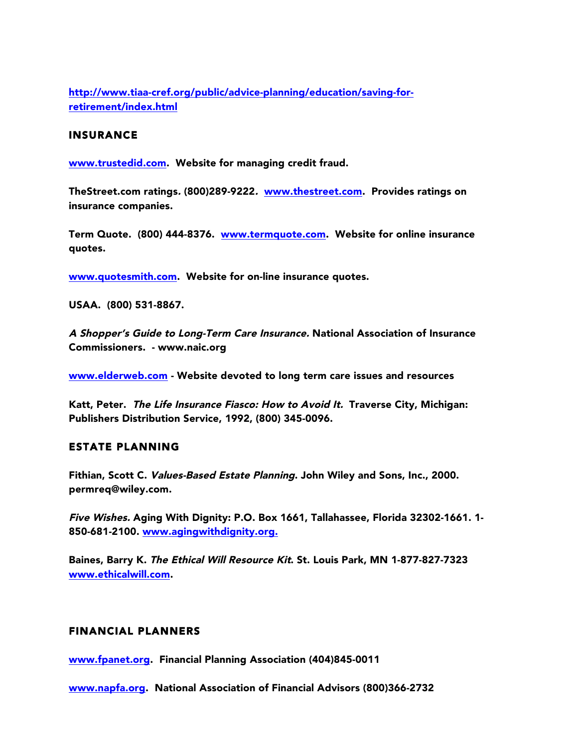**http://www.tiaa-cref.org/public/advice-planning/education/saving-for-retirement/index.html**

## INSURANCE

**www.trustedid.com. Website for managing credit fraud.**

**TheStreet.com ratings. (800)289-9222. www.thestreet.com. Provides ratings on insurance companies.**

**Term Quote. (800) 444-8376. www.termquote.com. Website for online insurance quotes.**

**www.quotesmith.com. Website for on-line insurance quotes.**

**USAA. (800) 531-8867.**

***A Shopper's Guide to Long-Term Care Insurance.* National Association of Insurance Commissioners. - www.naic.org**

**www.elderweb.com - Website devoted to long term care issues and resources**

**Katt, Peter. *The Life Insurance Fiasco: How to Avoid It.* Traverse City, Michigan: Publishers Distribution Service, 1992, (800) 345-0096.**

## ESTATE PLANNING

**Fithian, Scott C. *Values-Based Estate Planning*. John Wiley and Sons, Inc., 2000. permreq@wiley.com.**

***Five Wishes.* Aging With Dignity: P.O. Box 1661, Tallahassee, Florida 32302-1661. 1-850-681-2100. www.agingwithdignity.org.**

**Baines, Barry K. *The Ethical Will Resource Kit*. St. Louis Park, MN 1-877-827-7323 www.ethicalwill.com.**

## FINANCIAL PLANNERS

**www.fpanet.org. Financial Planning Association (404)845-0011**

**www.napfa.org. National Association of Financial Advisors (800)366-2732**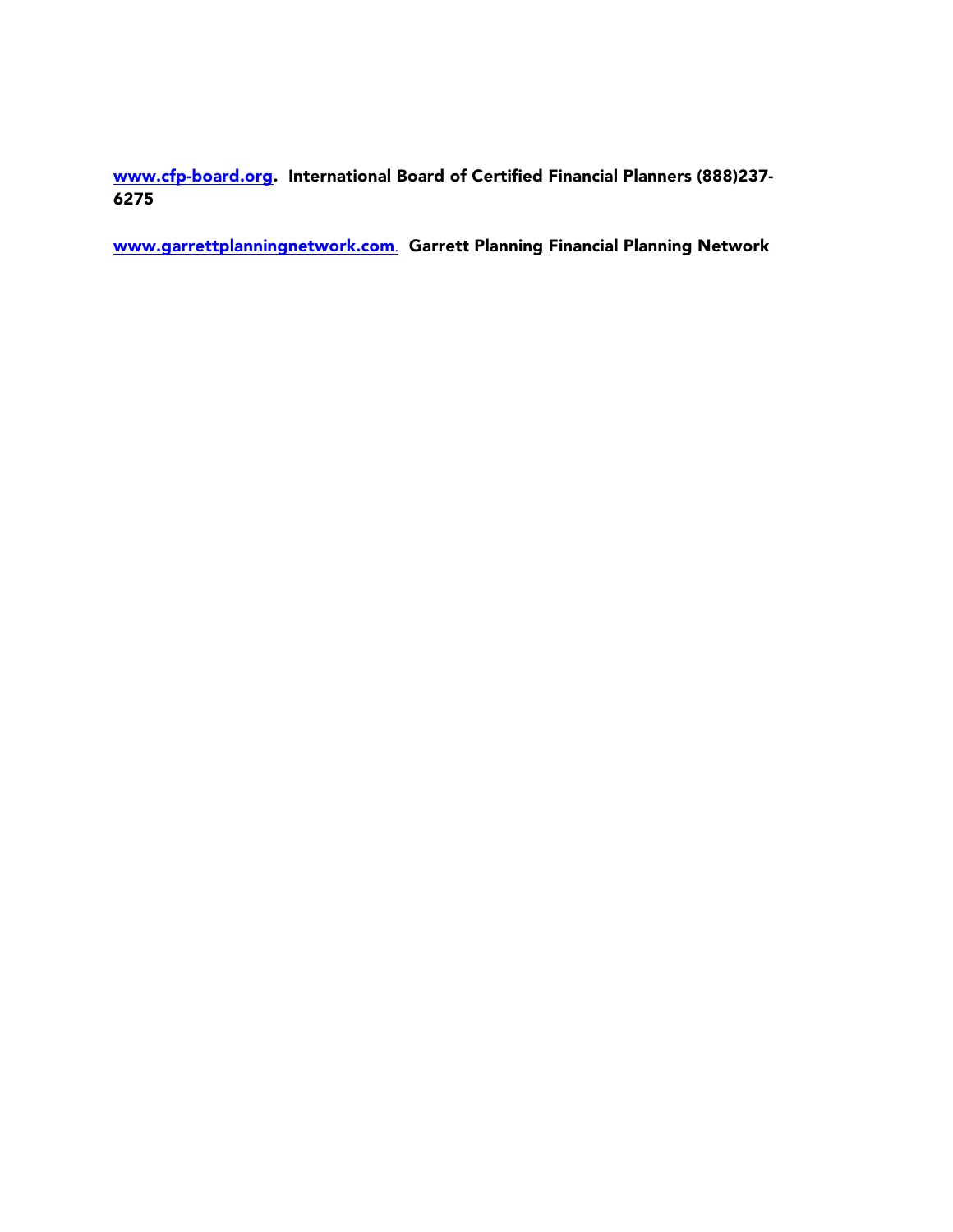**[www.cfp-board.org](http://www.cfp-board.org). International Board of Certified Financial Planners (888)237-6275**

**[www.garrettplanningnetwork.com](http://www.garrettplanningnetwork.com). Garrett Planning Financial Planning Network**